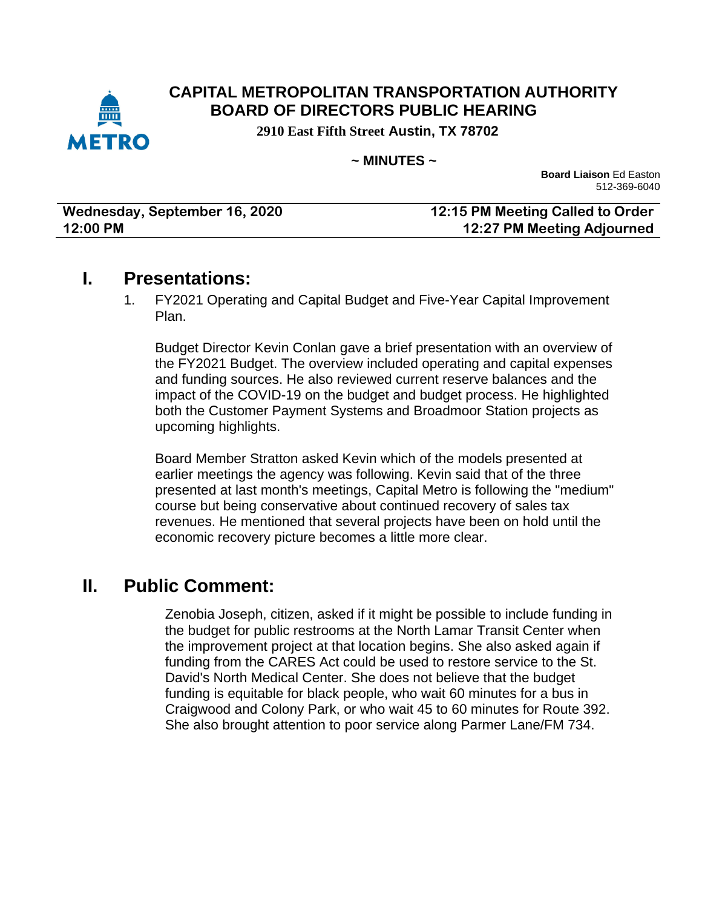# CAPITAL METROPOLITAN TRANSPORTATION AUTHORITY
# BOARD OF DIRECTORS PUBLIC HEARING

**2910 East Fifth Street Austin, TX 78702**

**~ MINUTES ~**

**Board Liaison** Ed Easton
512-369-6040

| Wednesday, September 16, 2020 | 12:15 PM Meeting Called to Order |
|---|---|
| 12:00 PM | 12:27 PM Meeting Adjourned |

## I. Presentations:

1. FY2021 Operating and Capital Budget and Five-Year Capital Improvement Plan.

   Budget Director Kevin Conlan gave a brief presentation with an overview of the FY2021 Budget. The overview included operating and capital expenses and funding sources. He also reviewed current reserve balances and the impact of the COVID-19 on the budget and budget process. He highlighted both the Customer Payment Systems and Broadmoor Station projects as upcoming highlights.

   Board Member Stratton asked Kevin which of the models presented at earlier meetings the agency was following. Kevin said that of the three presented at last month's meetings, Capital Metro is following the "medium" course but being conservative about continued recovery of sales tax revenues. He mentioned that several projects have been on hold until the economic recovery picture becomes a little more clear.

## II. Public Comment:

Zenobia Joseph, citizen, asked if it might be possible to include funding in the budget for public restrooms at the North Lamar Transit Center when the improvement project at that location begins. She also asked again if funding from the CARES Act could be used to restore service to the St. David's North Medical Center. She does not believe that the budget funding is equitable for black people, who wait 60 minutes for a bus in Craigwood and Colony Park, or who wait 45 to 60 minutes for Route 392. She also brought attention to poor service along Parmer Lane/FM 734.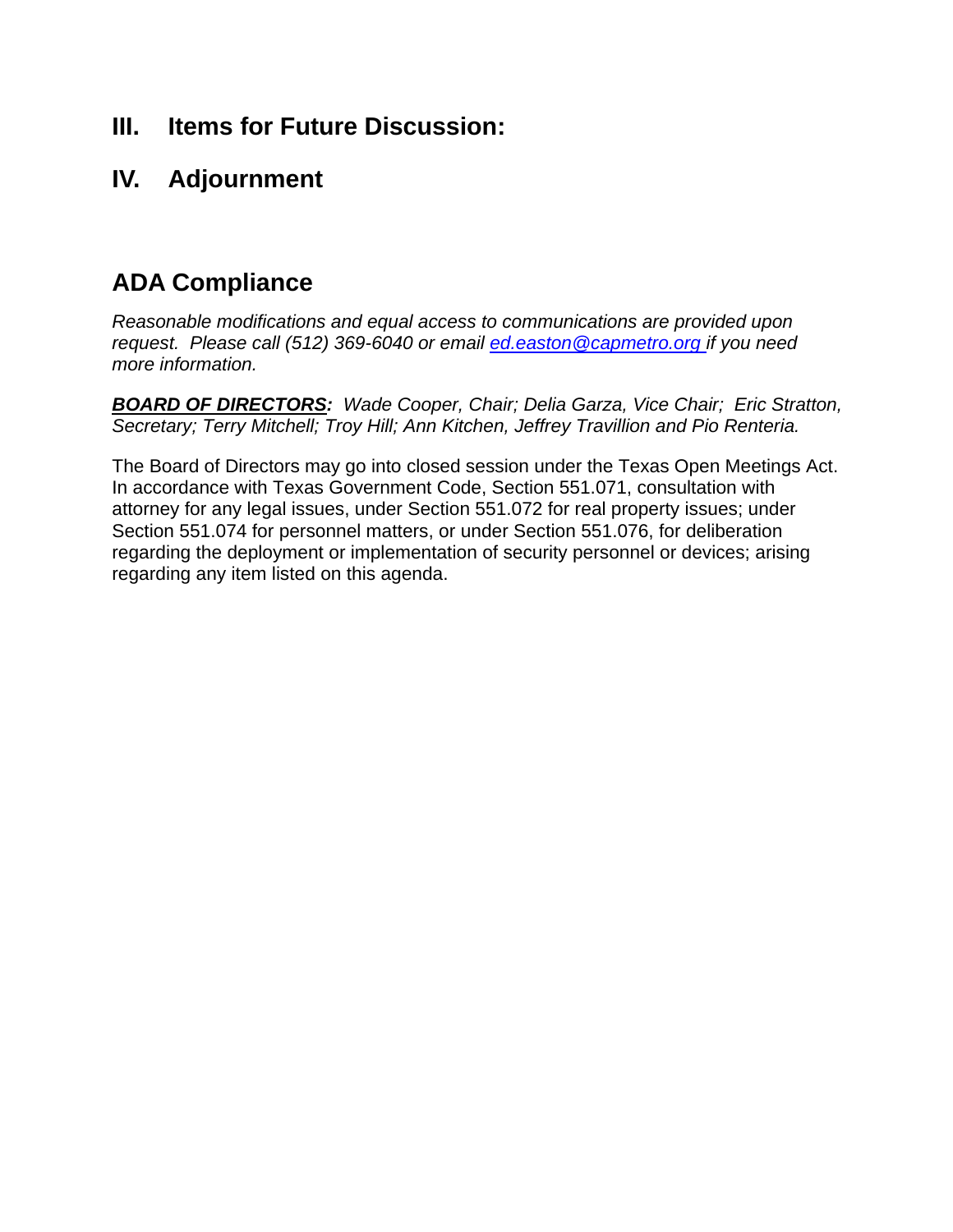## III. Items for Future Discussion:

## IV. Adjournment

## ADA Compliance

*Reasonable modifications and equal access to communications are provided upon request. Please call (512) 369-6040 or email [ed.easton@capmetro.org](mailto:ed.easton@capmetro.org) if you need more information.*

***BOARD OF DIRECTORS:*** *Wade Cooper, Chair; Delia Garza, Vice Chair; Eric Stratton, Secretary; Terry Mitchell; Troy Hill; Ann Kitchen, Jeffrey Travillion and Pio Renteria.*

The Board of Directors may go into closed session under the Texas Open Meetings Act. In accordance with Texas Government Code, Section 551.071, consultation with attorney for any legal issues, under Section 551.072 for real property issues; under Section 551.074 for personnel matters, or under Section 551.076, for deliberation regarding the deployment or implementation of security personnel or devices; arising regarding any item listed on this agenda.